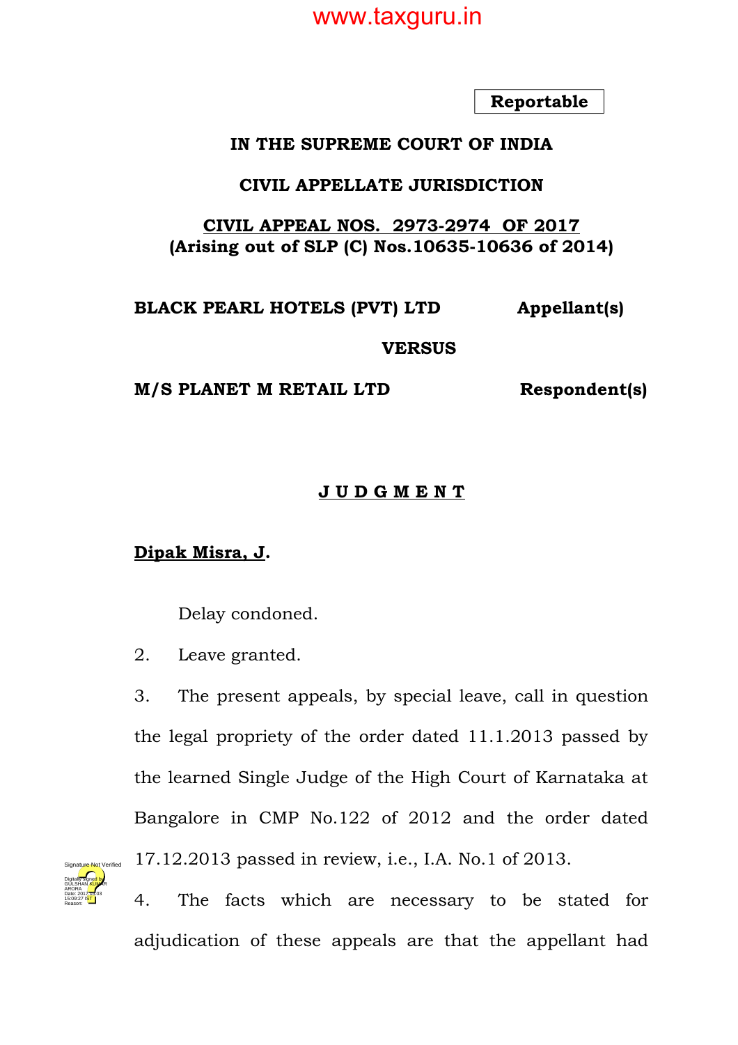**Reportable**

**IN THE SUPREME COURT OF INDIA**

**CIVIL APPELLATE JURISDICTION**

**CIVIL APPEAL NOS. 2973-2974 OF 2017**
**(Arising out of SLP (C) Nos.10635-10636 of 2014)**

**BLACK PEARL HOTELS (PVT) LTD** **Appellant(s)**

**VERSUS**

**M/S PLANET M RETAIL LTD** **Respondent(s)**

**J U D G M E N T**

**Dipak Misra, J.**

Delay condoned.

2. Leave granted.

3. The present appeals, by special leave, call in question the legal propriety of the order dated 11.1.2013 passed by the learned Single Judge of the High Court of Karnataka at Bangalore in CMP No.122 of 2012 and the order dated 17.12.2013 passed in review, i.e., I.A. No.1 of 2013.

4. The facts which are necessary to be stated for adjudication of these appeals are that the appellant had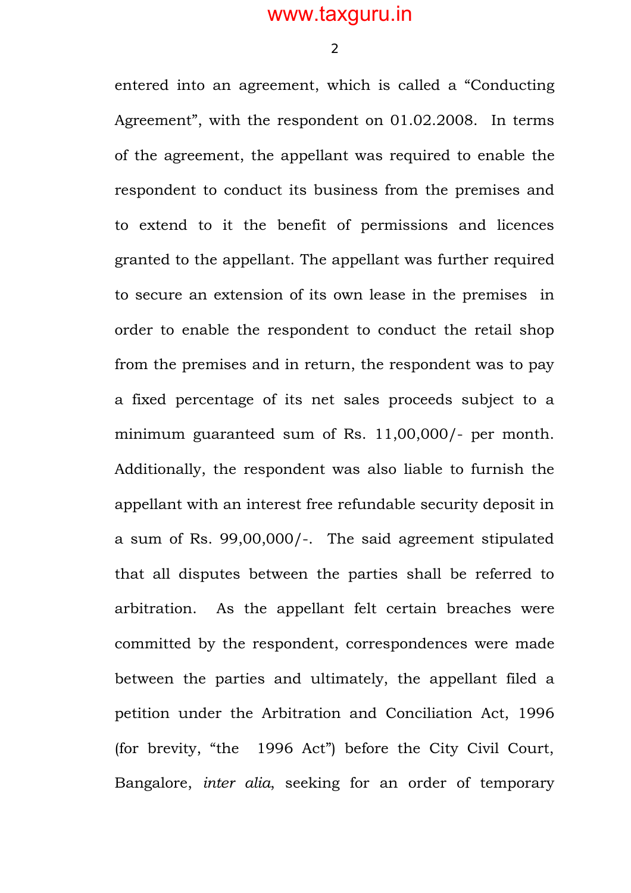entered into an agreement, which is called a "Conducting Agreement", with the respondent on 01.02.2008. In terms of the agreement, the appellant was required to enable the respondent to conduct its business from the premises and to extend to it the benefit of permissions and licences granted to the appellant. The appellant was further required to secure an extension of its own lease in the premises in order to enable the respondent to conduct the retail shop from the premises and in return, the respondent was to pay a fixed percentage of its net sales proceeds subject to a minimum guaranteed sum of Rs. 11,00,000/- per month. Additionally, the respondent was also liable to furnish the appellant with an interest free refundable security deposit in a sum of Rs. 99,00,000/-. The said agreement stipulated that all disputes between the parties shall be referred to arbitration. As the appellant felt certain breaches were committed by the respondent, correspondences were made between the parties and ultimately, the appellant filed a petition under the Arbitration and Conciliation Act, 1996 (for brevity, "the 1996 Act") before the City Civil Court, Bangalore, *inter alia*, seeking for an order of temporary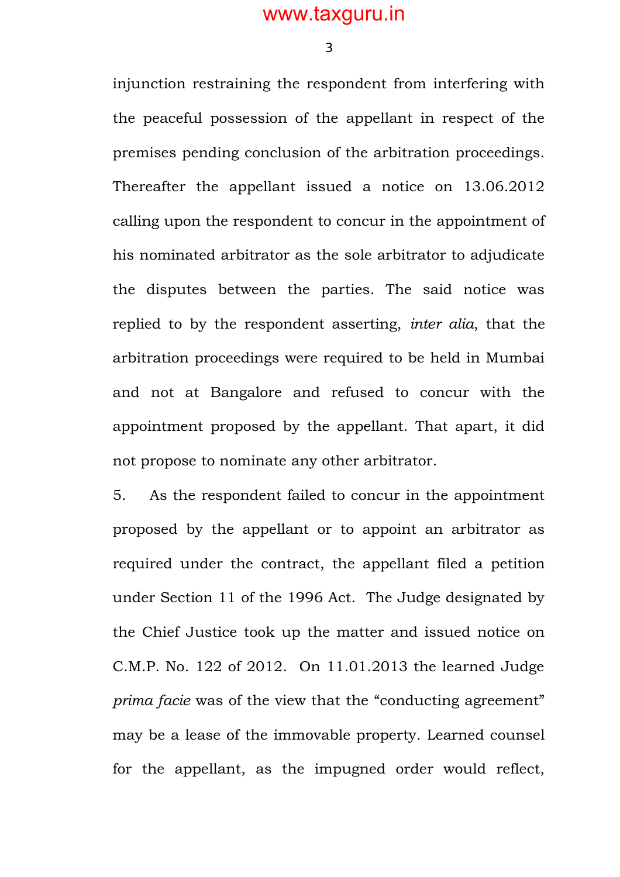injunction restraining the respondent from interfering with the peaceful possession of the appellant in respect of the premises pending conclusion of the arbitration proceedings. Thereafter the appellant issued a notice on 13.06.2012 calling upon the respondent to concur in the appointment of his nominated arbitrator as the sole arbitrator to adjudicate the disputes between the parties. The said notice was replied to by the respondent asserting, *inter alia*, that the arbitration proceedings were required to be held in Mumbai and not at Bangalore and refused to concur with the appointment proposed by the appellant. That apart, it did not propose to nominate any other arbitrator.

5. As the respondent failed to concur in the appointment proposed by the appellant or to appoint an arbitrator as required under the contract, the appellant filed a petition under Section 11 of the 1996 Act. The Judge designated by the Chief Justice took up the matter and issued notice on C.M.P. No. 122 of 2012. On 11.01.2013 the learned Judge *prima facie* was of the view that the "conducting agreement" may be a lease of the immovable property. Learned counsel for the appellant, as the impugned order would reflect,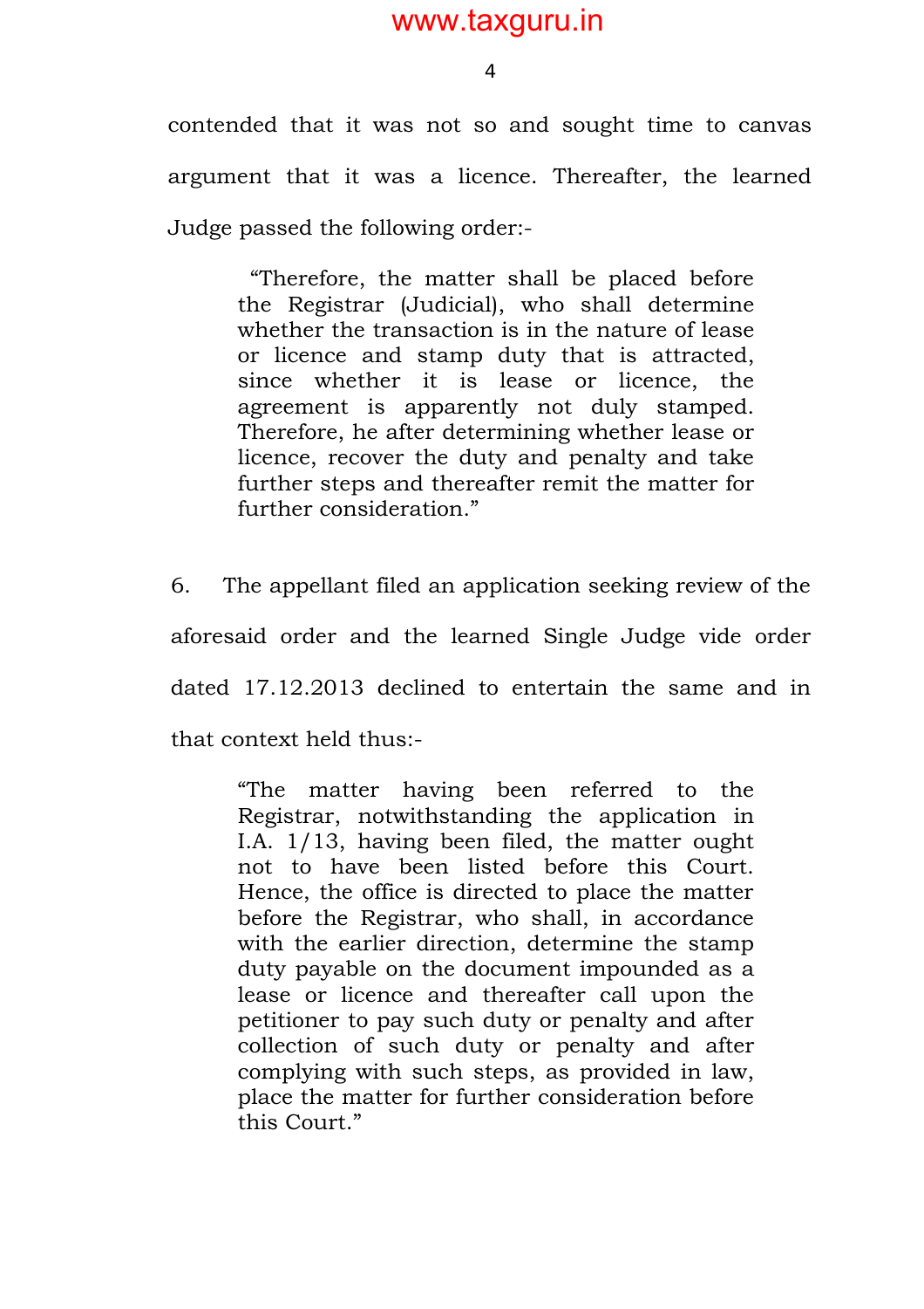contended that it was not so and sought time to canvas argument that it was a licence. Thereafter, the learned Judge passed the following order:-

> "Therefore, the matter shall be placed before the Registrar (Judicial), who shall determine whether the transaction is in the nature of lease or licence and stamp duty that is attracted, since whether it is lease or licence, the agreement is apparently not duly stamped. Therefore, he after determining whether lease or licence, recover the duty and penalty and take further steps and thereafter remit the matter for further consideration."

6. The appellant filed an application seeking review of the aforesaid order and the learned Single Judge vide order dated 17.12.2013 declined to entertain the same and in that context held thus:-

> "The matter having been referred to the Registrar, notwithstanding the application in I.A. 1/13, having been filed, the matter ought not to have been listed before this Court. Hence, the office is directed to place the matter before the Registrar, who shall, in accordance with the earlier direction, determine the stamp duty payable on the document impounded as a lease or licence and thereafter call upon the petitioner to pay such duty or penalty and after collection of such duty or penalty and after complying with such steps, as provided in law, place the matter for further consideration before this Court."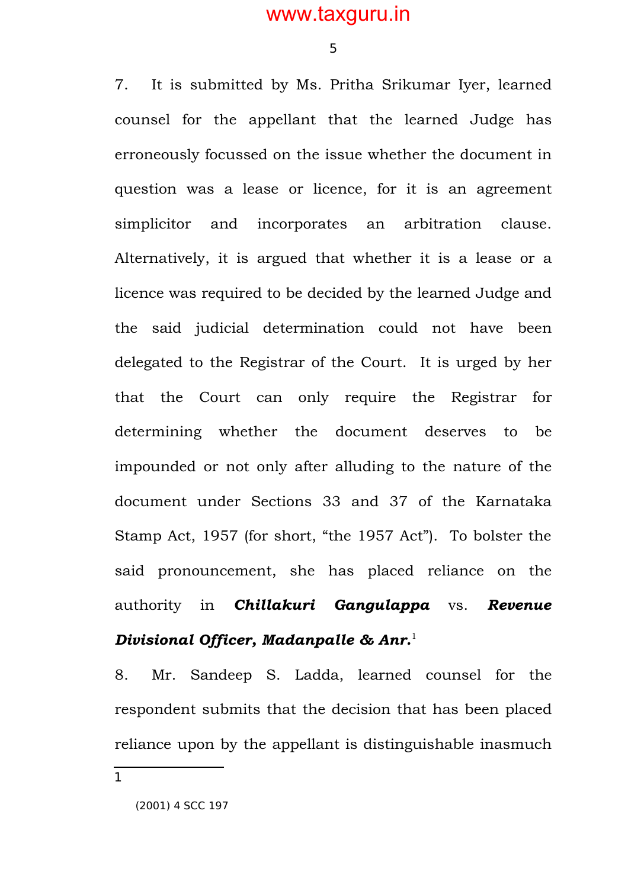7. It is submitted by Ms. Pritha Srikumar Iyer, learned counsel for the appellant that the learned Judge has erroneously focussed on the issue whether the document in question was a lease or licence, for it is an agreement simplicitor and incorporates an arbitration clause. Alternatively, it is argued that whether it is a lease or a licence was required to be decided by the learned Judge and the said judicial determination could not have been delegated to the Registrar of the Court. It is urged by her that the Court can only require the Registrar for determining whether the document deserves to be impounded or not only after alluding to the nature of the document under Sections 33 and 37 of the Karnataka Stamp Act, 1957 (for short, "the 1957 Act"). To bolster the said pronouncement, she has placed reliance on the authority in ***Chillakuri Gangulappa*** vs. ***Revenue Divisional Officer, Madanpalle & Anr.***[1]

8. Mr. Sandeep S. Ladda, learned counsel for the respondent submits that the decision that has been placed reliance upon by the appellant is distinguishable inasmuch

---

[1] (2001) 4 SCC 197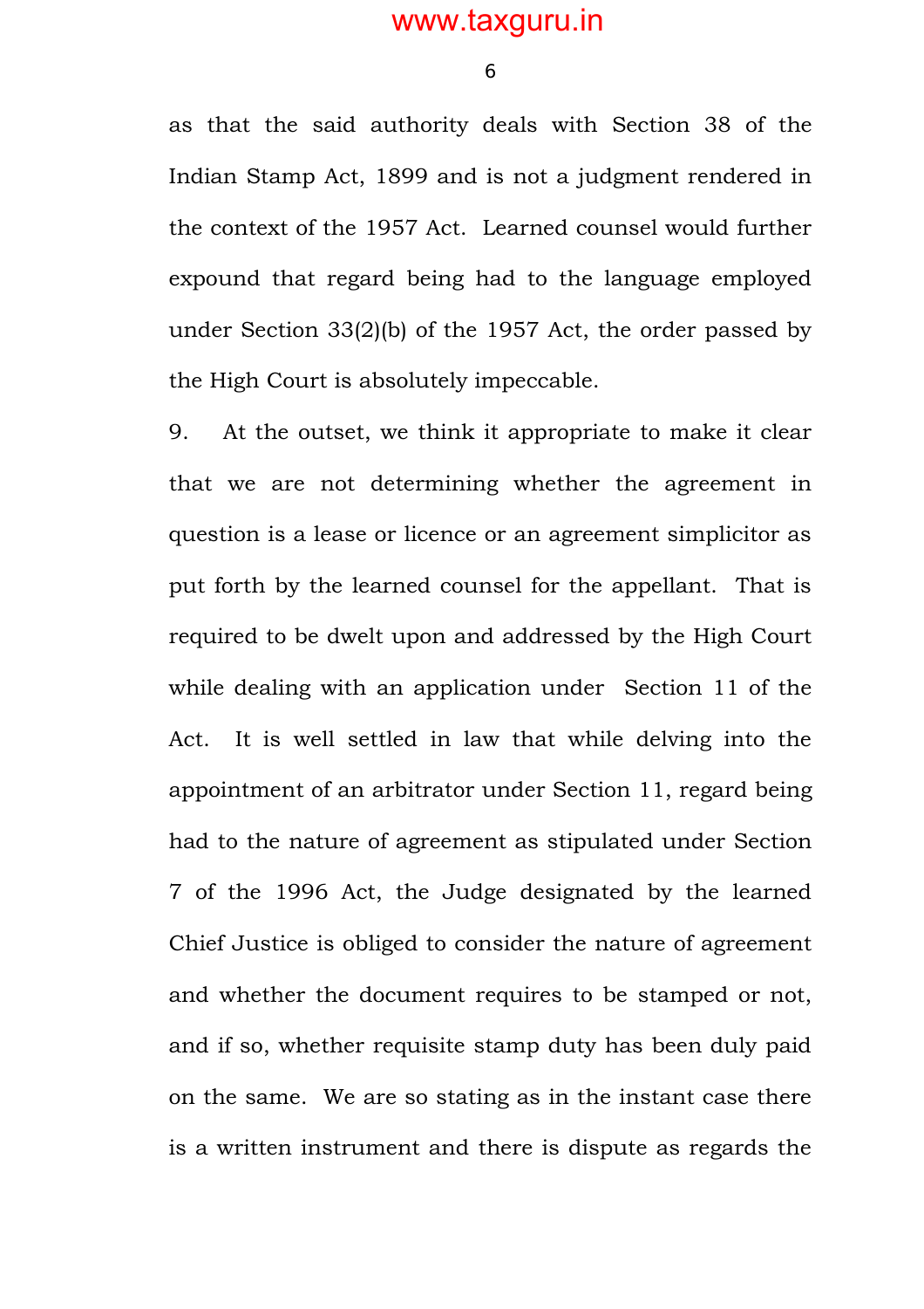as that the said authority deals with Section 38 of the Indian Stamp Act, 1899 and is not a judgment rendered in the context of the 1957 Act. Learned counsel would further expound that regard being had to the language employed under Section 33(2)(b) of the 1957 Act, the order passed by the High Court is absolutely impeccable.

9. At the outset, we think it appropriate to make it clear that we are not determining whether the agreement in question is a lease or licence or an agreement simplicitor as put forth by the learned counsel for the appellant. That is required to be dwelt upon and addressed by the High Court while dealing with an application under Section 11 of the Act. It is well settled in law that while delving into the appointment of an arbitrator under Section 11, regard being had to the nature of agreement as stipulated under Section 7 of the 1996 Act, the Judge designated by the learned Chief Justice is obliged to consider the nature of agreement and whether the document requires to be stamped or not, and if so, whether requisite stamp duty has been duly paid on the same. We are so stating as in the instant case there is a written instrument and there is dispute as regards the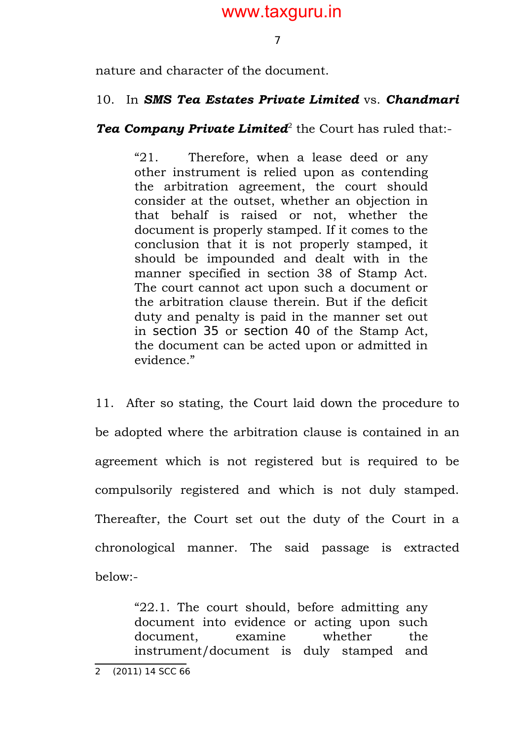nature and character of the document.

10. In ***SMS Tea Estates Private Limited*** vs. ***Chandmari Tea Company Private Limited***[2] the Court has ruled that:-

> "21. Therefore, when a lease deed or any other instrument is relied upon as contending the arbitration agreement, the court should consider at the outset, whether an objection in that behalf is raised or not, whether the document is properly stamped. If it comes to the conclusion that it is not properly stamped, it should be impounded and dealt with in the manner specified in section 38 of Stamp Act. The court cannot act upon such a document or the arbitration clause therein. But if the deficit duty and penalty is paid in the manner set out in section 35 or section 40 of the Stamp Act, the document can be acted upon or admitted in evidence."

11. After so stating, the Court laid down the procedure to be adopted where the arbitration clause is contained in an agreement which is not registered but is required to be compulsorily registered and which is not duly stamped. Thereafter, the Court set out the duty of the Court in a chronological manner. The said passage is extracted below:-

> "22.1. The court should, before admitting any document into evidence or acting upon such document, examine whether the instrument/document is duly stamped and

2 (2011) 14 SCC 66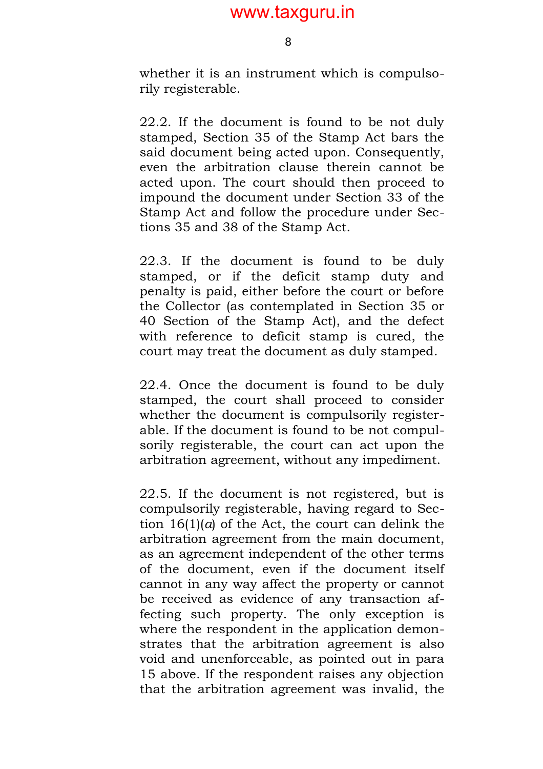whether it is an instrument which is compulsorily registerable.

22.2. If the document is found to be not duly stamped, Section 35 of the Stamp Act bars the said document being acted upon. Consequently, even the arbitration clause therein cannot be acted upon. The court should then proceed to impound the document under Section 33 of the Stamp Act and follow the procedure under Sections 35 and 38 of the Stamp Act.

22.3. If the document is found to be duly stamped, or if the deficit stamp duty and penalty is paid, either before the court or before the Collector (as contemplated in Section 35 or 40 Section of the Stamp Act), and the defect with reference to deficit stamp is cured, the court may treat the document as duly stamped.

22.4. Once the document is found to be duly stamped, the court shall proceed to consider whether the document is compulsorily registerable. If the document is found to be not compulsorily registerable, the court can act upon the arbitration agreement, without any impediment.

22.5. If the document is not registered, but is compulsorily registerable, having regard to Section 16(1)(*a*) of the Act, the court can delink the arbitration agreement from the main document, as an agreement independent of the other terms of the document, even if the document itself cannot in any way affect the property or cannot be received as evidence of any transaction affecting such property. The only exception is where the respondent in the application demonstrates that the arbitration agreement is also void and unenforceable, as pointed out in para 15 above. If the respondent raises any objection that the arbitration agreement was invalid, the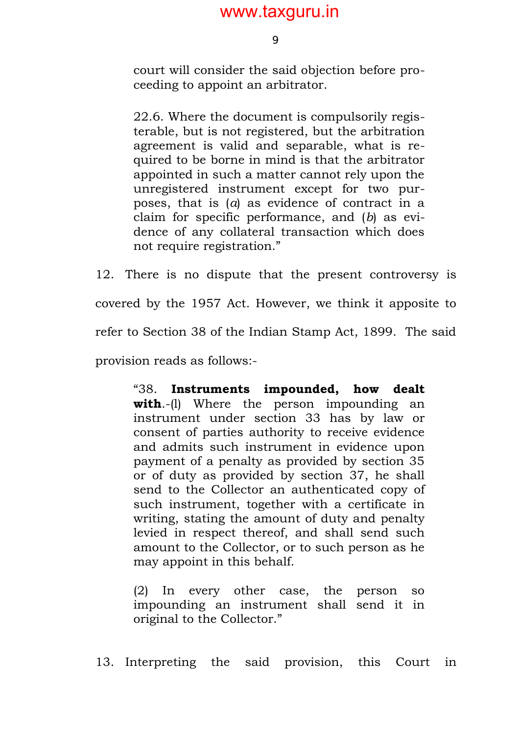court will consider the said objection before proceeding to appoint an arbitrator.

> 22.6. Where the document is compulsorily registerable, but is not registered, but the arbitration agreement is valid and separable, what is required to be borne in mind is that the arbitrator appointed in such a matter cannot rely upon the unregistered instrument except for two purposes, that is (*a*) as evidence of contract in a claim for specific performance, and (*b*) as evidence of any collateral transaction which does not require registration."

12. There is no dispute that the present controversy is covered by the 1957 Act. However, we think it apposite to refer to Section 38 of the Indian Stamp Act, 1899. The said provision reads as follows:-

> "38. **Instruments impounded, how dealt with**.-(l) Where the person impounding an instrument under section 33 has by law or consent of parties authority to receive evidence and admits such instrument in evidence upon payment of a penalty as provided by section 35 or of duty as provided by section 37, he shall send to the Collector an authenticated copy of such instrument, together with a certificate in writing, stating the amount of duty and penalty levied in respect thereof, and shall send such amount to the Collector, or to such person as he may appoint in this behalf.
>
> (2) In every other case, the person so impounding an instrument shall send it in original to the Collector."

13. Interpreting the said provision, this Court in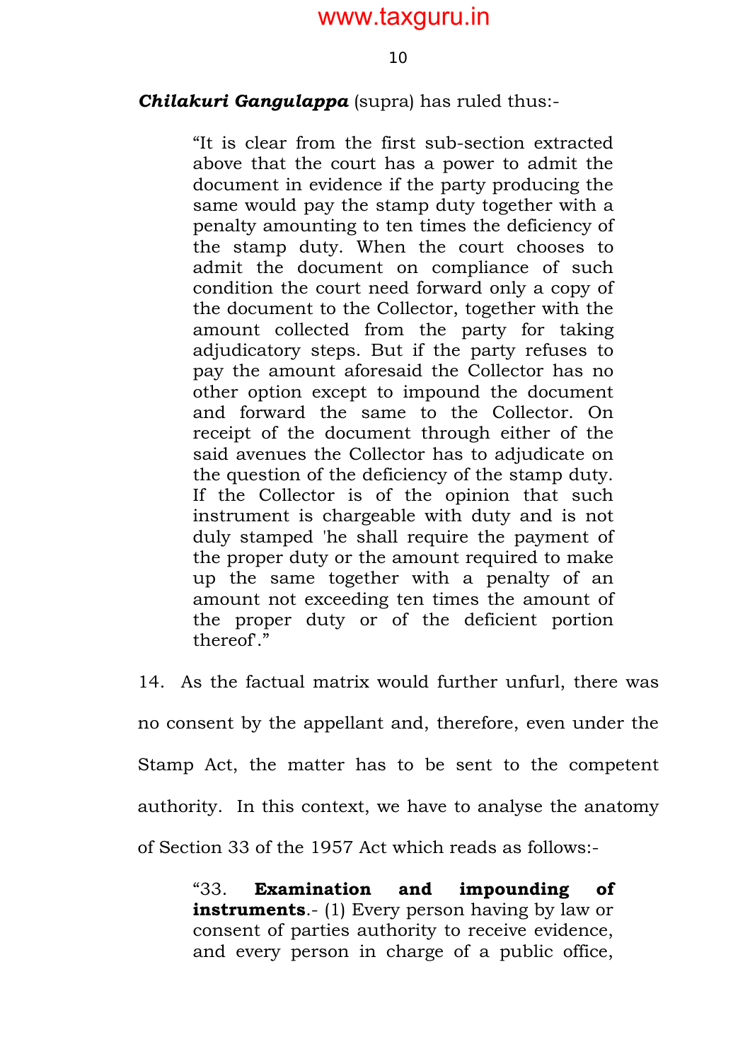***Chilakuri Gangulappa*** (supra) has ruled thus:-

> "It is clear from the first sub-section extracted above that the court has a power to admit the document in evidence if the party producing the same would pay the stamp duty together with a penalty amounting to ten times the deficiency of the stamp duty. When the court chooses to admit the document on compliance of such condition the court need forward only a copy of the document to the Collector, together with the amount collected from the party for taking adjudicatory steps. But if the party refuses to pay the amount aforesaid the Collector has no other option except to impound the document and forward the same to the Collector. On receipt of the document through either of the said avenues the Collector has to adjudicate on the question of the deficiency of the stamp duty. If the Collector is of the opinion that such instrument is chargeable with duty and is not duly stamped 'he shall require the payment of the proper duty or the amount required to make up the same together with a penalty of an amount not exceeding ten times the amount of the proper duty or of the deficient portion thereof'."

14. As the factual matrix would further unfurl, there was no consent by the appellant and, therefore, even under the Stamp Act, the matter has to be sent to the competent authority. In this context, we have to analyse the anatomy of Section 33 of the 1957 Act which reads as follows:-

> "33. **Examination and impounding of instruments**.- (1) Every person having by law or consent of parties authority to receive evidence, and every person in charge of a public office,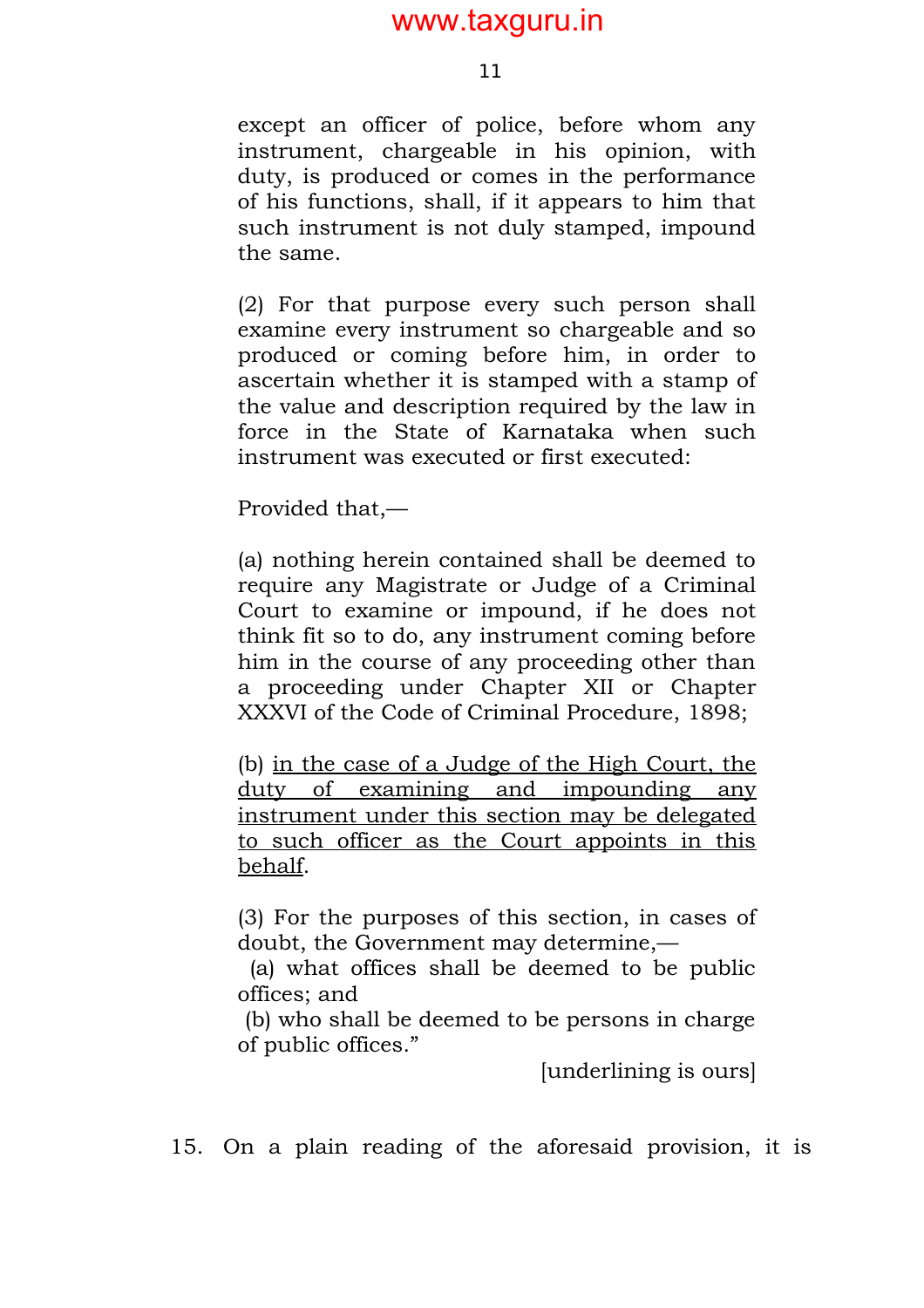except an officer of police, before whom any instrument, chargeable in his opinion, with duty, is produced or comes in the performance of his functions, shall, if it appears to him that such instrument is not duly stamped, impound the same.

(2) For that purpose every such person shall examine every instrument so chargeable and so produced or coming before him, in order to ascertain whether it is stamped with a stamp of the value and description required by the law in force in the State of Karnataka when such instrument was executed or first executed:

Provided that,—

(a) nothing herein contained shall be deemed to require any Magistrate or Judge of a Criminal Court to examine or impound, if he does not think fit so to do, any instrument coming before him in the course of any proceeding other than a proceeding under Chapter XII or Chapter XXXVI of the Code of Criminal Procedure, 1898;

(b) <u>in the case of a Judge of the High Court, the duty of examining and impounding any instrument under this section may be delegated to such officer as the Court appoints in this behalf</u>.

(3) For the purposes of this section, in cases of doubt, the Government may determine,—
 (a) what offices shall be deemed to be public offices; and
 (b) who shall be deemed to be persons in charge of public offices."

[underlining is ours]

15. On a plain reading of the aforesaid provision, it is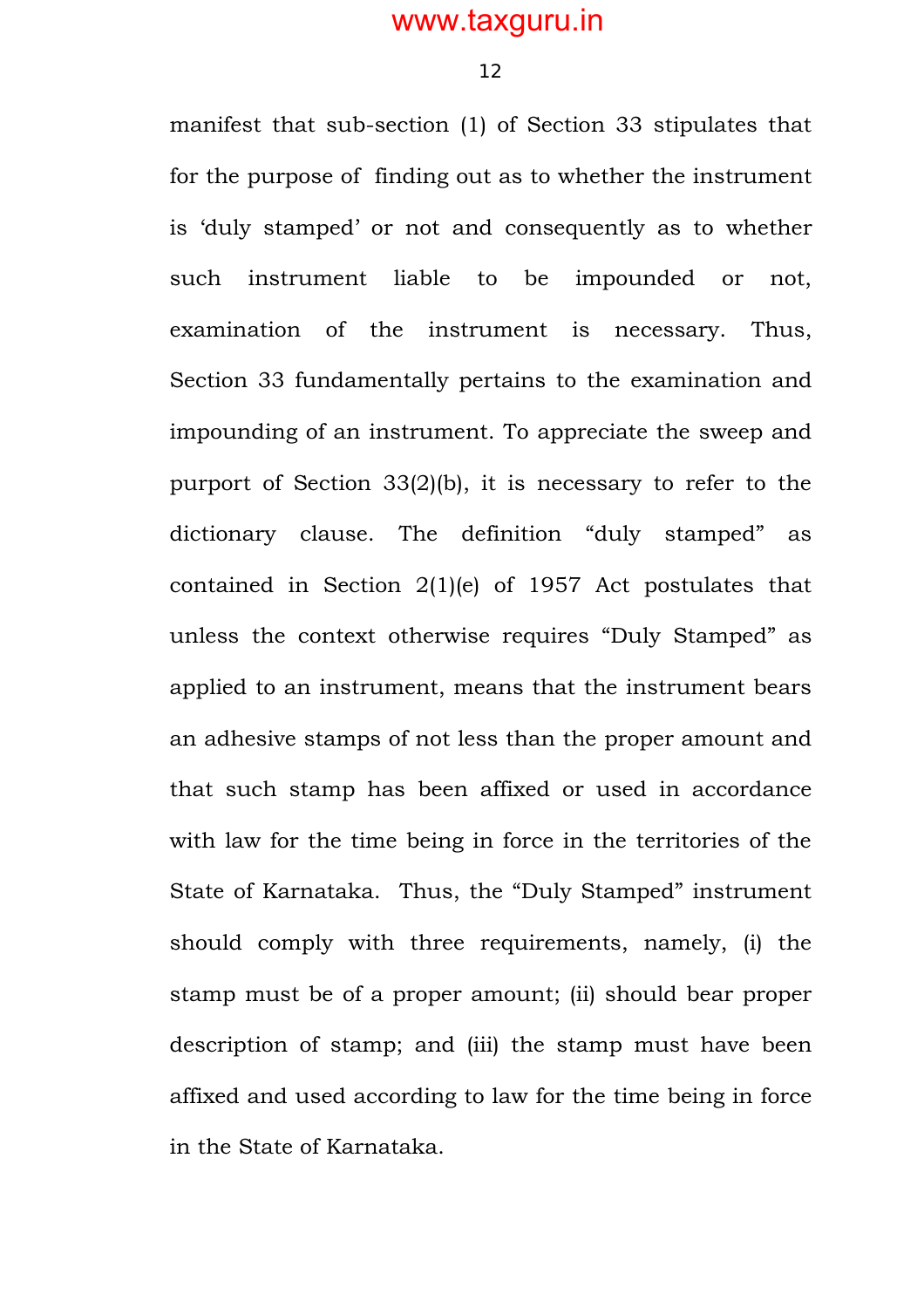manifest that sub-section (1) of Section 33 stipulates that for the purpose of finding out as to whether the instrument is 'duly stamped' or not and consequently as to whether such instrument liable to be impounded or not, examination of the instrument is necessary. Thus, Section 33 fundamentally pertains to the examination and impounding of an instrument. To appreciate the sweep and purport of Section 33(2)(b), it is necessary to refer to the dictionary clause. The definition "duly stamped" as contained in Section 2(1)(e) of 1957 Act postulates that unless the context otherwise requires "Duly Stamped" as applied to an instrument, means that the instrument bears an adhesive stamps of not less than the proper amount and that such stamp has been affixed or used in accordance with law for the time being in force in the territories of the State of Karnataka. Thus, the "Duly Stamped" instrument should comply with three requirements, namely, (i) the stamp must be of a proper amount; (ii) should bear proper description of stamp; and (iii) the stamp must have been affixed and used according to law for the time being in force in the State of Karnataka.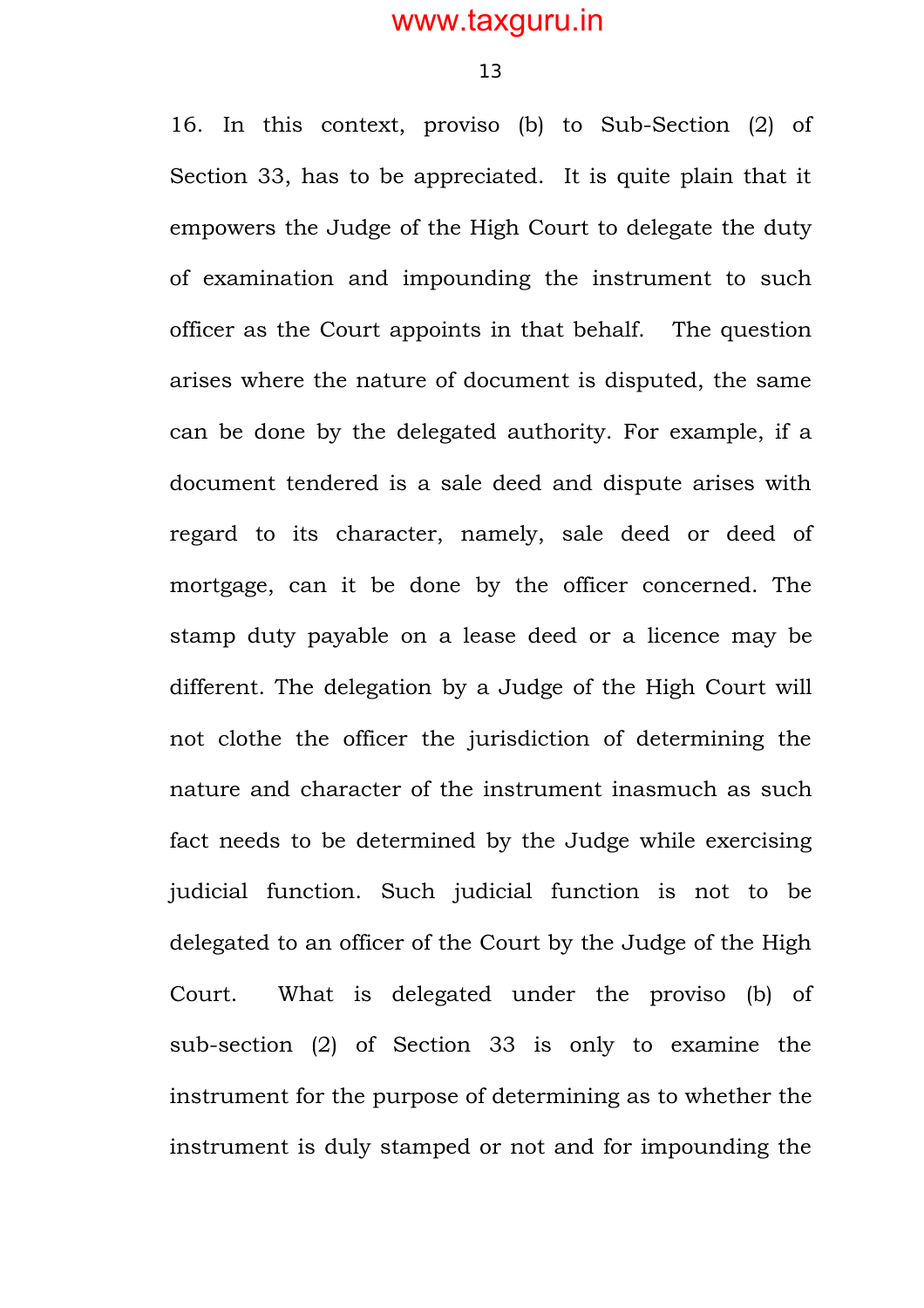16. In this context, proviso (b) to Sub-Section (2) of Section 33, has to be appreciated. It is quite plain that it empowers the Judge of the High Court to delegate the duty of examination and impounding the instrument to such officer as the Court appoints in that behalf. The question arises where the nature of document is disputed, the same can be done by the delegated authority. For example, if a document tendered is a sale deed and dispute arises with regard to its character, namely, sale deed or deed of mortgage, can it be done by the officer concerned. The stamp duty payable on a lease deed or a licence may be different. The delegation by a Judge of the High Court will not clothe the officer the jurisdiction of determining the nature and character of the instrument inasmuch as such fact needs to be determined by the Judge while exercising judicial function. Such judicial function is not to be delegated to an officer of the Court by the Judge of the High Court. What is delegated under the proviso (b) of sub-section (2) of Section 33 is only to examine the instrument for the purpose of determining as to whether the instrument is duly stamped or not and for impounding the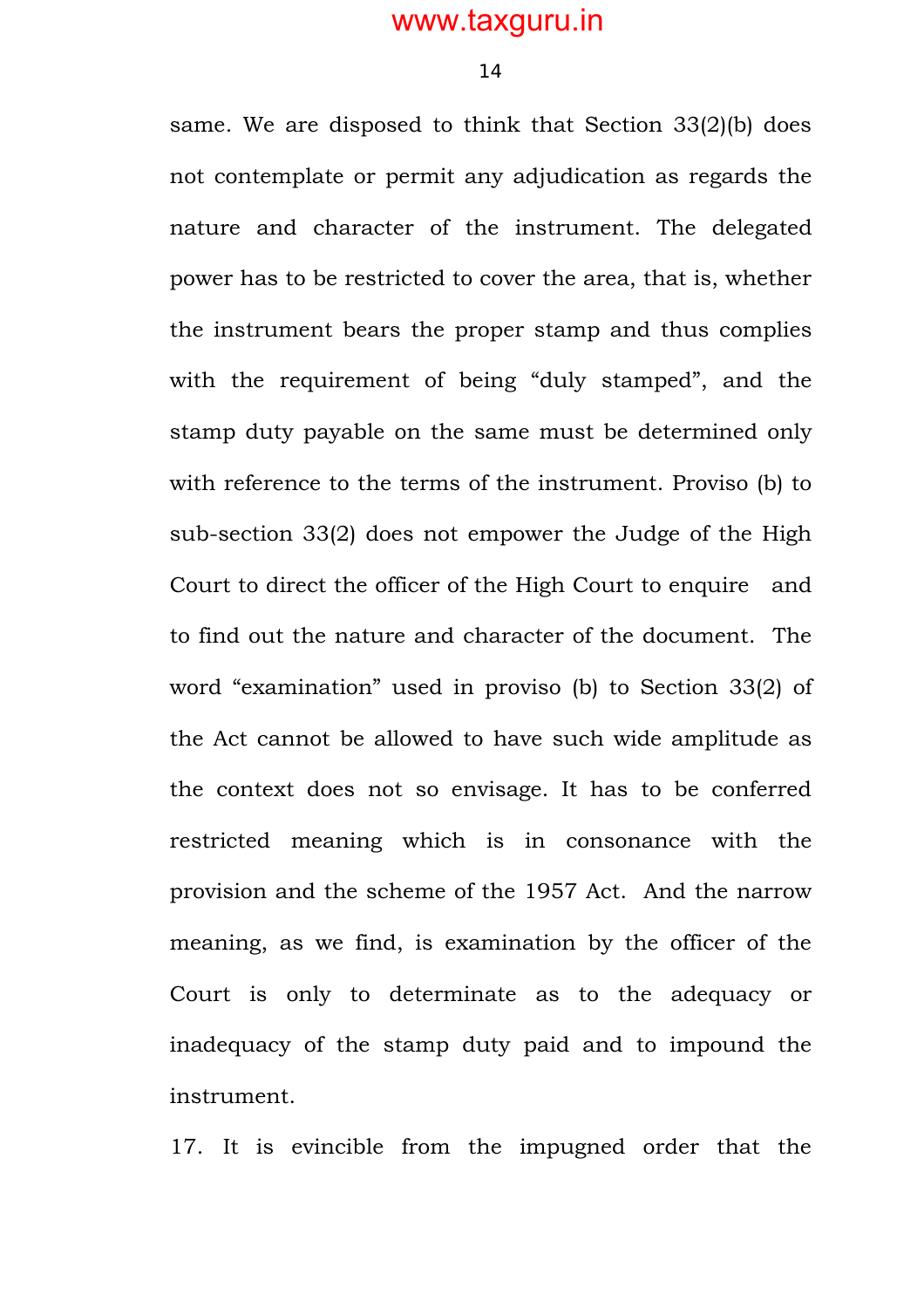same. We are disposed to think that Section 33(2)(b) does not contemplate or permit any adjudication as regards the nature and character of the instrument. The delegated power has to be restricted to cover the area, that is, whether the instrument bears the proper stamp and thus complies with the requirement of being "duly stamped", and the stamp duty payable on the same must be determined only with reference to the terms of the instrument. Proviso (b) to sub-section 33(2) does not empower the Judge of the High Court to direct the officer of the High Court to enquire and to find out the nature and character of the document. The word "examination" used in proviso (b) to Section 33(2) of the Act cannot be allowed to have such wide amplitude as the context does not so envisage. It has to be conferred restricted meaning which is in consonance with the provision and the scheme of the 1957 Act. And the narrow meaning, as we find, is examination by the officer of the Court is only to determinate as to the adequacy or inadequacy of the stamp duty paid and to impound the instrument.

17. It is evincible from the impugned order that the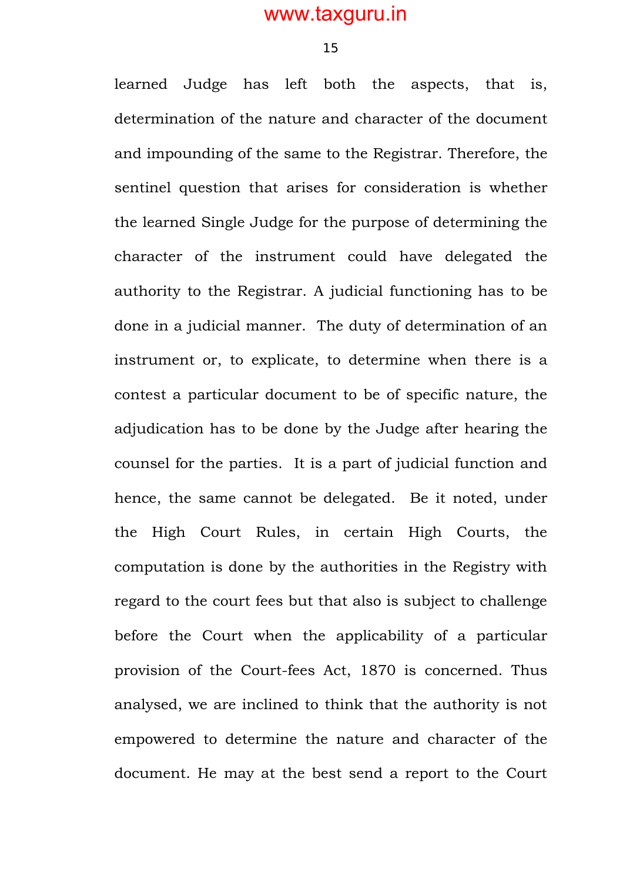learned Judge has left both the aspects, that is, determination of the nature and character of the document and impounding of the same to the Registrar. Therefore, the sentinel question that arises for consideration is whether the learned Single Judge for the purpose of determining the character of the instrument could have delegated the authority to the Registrar. A judicial functioning has to be done in a judicial manner. The duty of determination of an instrument or, to explicate, to determine when there is a contest a particular document to be of specific nature, the adjudication has to be done by the Judge after hearing the counsel for the parties. It is a part of judicial function and hence, the same cannot be delegated. Be it noted, under the High Court Rules, in certain High Courts, the computation is done by the authorities in the Registry with regard to the court fees but that also is subject to challenge before the Court when the applicability of a particular provision of the Court-fees Act, 1870 is concerned. Thus analysed, we are inclined to think that the authority is not empowered to determine the nature and character of the document. He may at the best send a report to the Court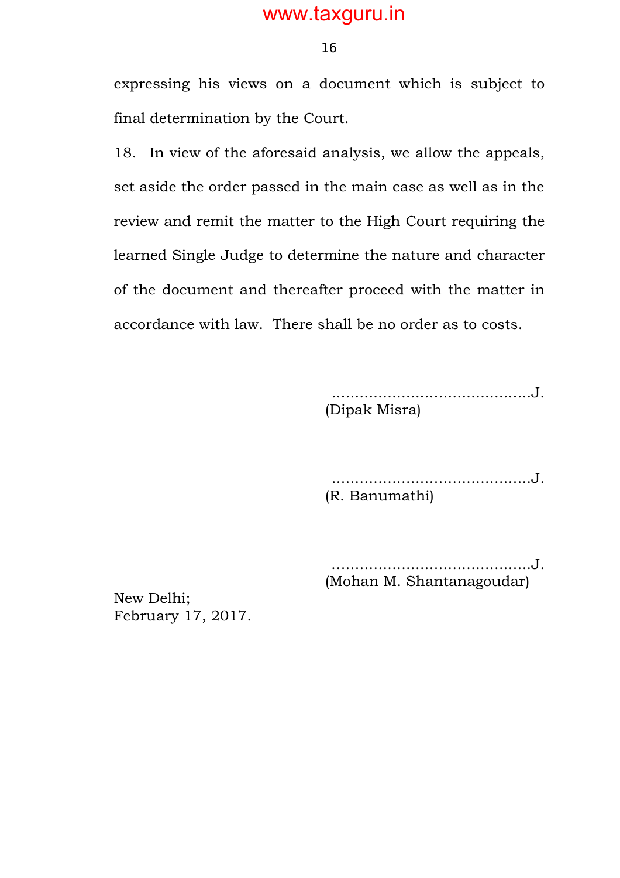expressing his views on a document which is subject to final determination by the Court.

18. In view of the aforesaid analysis, we allow the appeals, set aside the order passed in the main case as well as in the review and remit the matter to the High Court requiring the learned Single Judge to determine the nature and character of the document and thereafter proceed with the matter in accordance with law. There shall be no order as to costs.

……………………………………J.
(Dipak Misra)

……………………………………J.
(R. Banumathi)

……………………………………J.
(Mohan M. Shantanagoudar)

New Delhi;
February 17, 2017.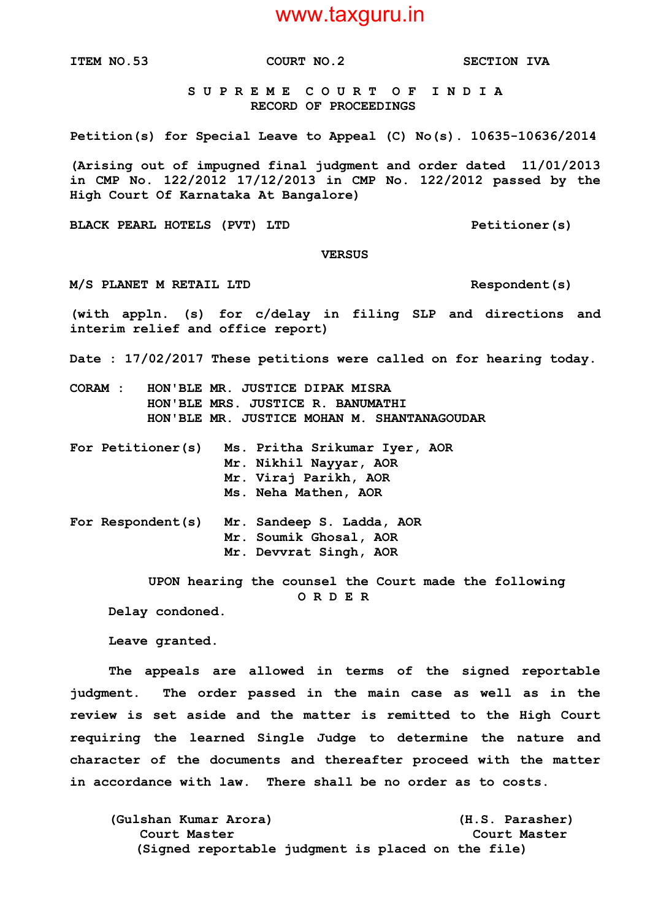ITEM NO.53 COURT NO.2 SECTION IVA

**S U P R E M E C O U R T O F I N D I A**
**RECORD OF PROCEEDINGS**

Petition(s) for Special Leave to Appeal (C) No(s). 10635-10636/2014

(Arising out of impugned final judgment and order dated 11/01/2013 in CMP No. 122/2012 17/12/2013 in CMP No. 122/2012 passed by the High Court Of Karnataka At Bangalore)

BLACK PEARL HOTELS (PVT) LTD Petitioner(s)

VERSUS

M/S PLANET M RETAIL LTD Respondent(s)

(with appln. (s) for c/delay in filing SLP and directions and interim relief and office report)

Date : 17/02/2017 These petitions were called on for hearing today.

CORAM : HON'BLE MR. JUSTICE DIPAK MISRA
HON'BLE MRS. JUSTICE R. BANUMATHI
HON'BLE MR. JUSTICE MOHAN M. SHANTANAGOUDAR

For Petitioner(s) Ms. Pritha Srikumar Iyer, AOR
Mr. Nikhil Nayyar, AOR
Mr. Viraj Parikh, AOR
Ms. Neha Mathen, AOR

For Respondent(s) Mr. Sandeep S. Ladda, AOR
Mr. Soumik Ghosal, AOR
Mr. Devvrat Singh, AOR

UPON hearing the counsel the Court made the following

**O R D E R**

Delay condoned.

Leave granted.

The appeals are allowed in terms of the signed reportable judgment. The order passed in the main case as well as in the review is set aside and the matter is remitted to the High Court requiring the learned Single Judge to determine the nature and character of the documents and thereafter proceed with the matter in accordance with law. There shall be no order as to costs.

(Gulshan Kumar Arora) (H.S. Parasher)
Court Master Court Master
(Signed reportable judgment is placed on the file)